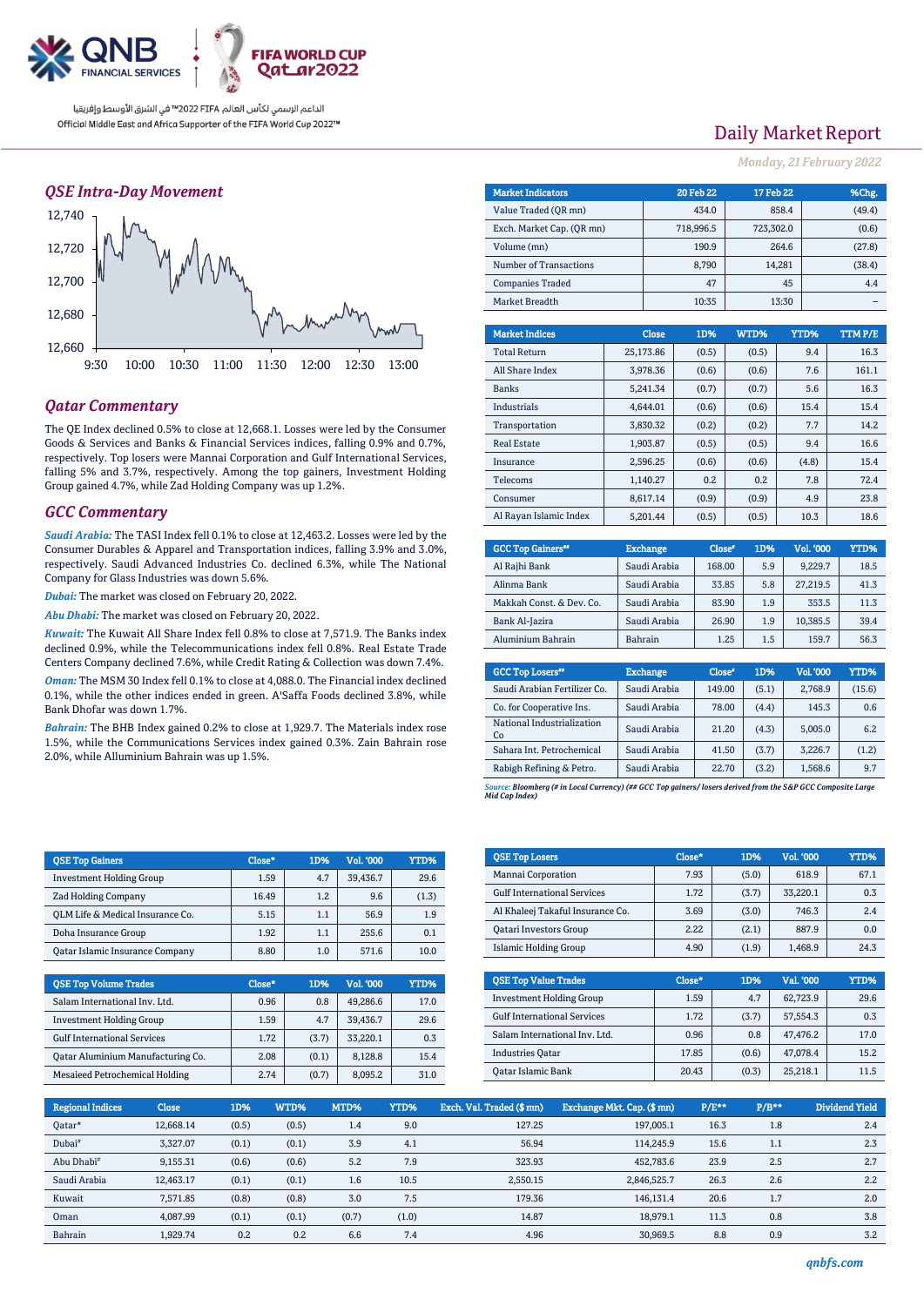الداعم الرسمي لكأس العالم FIFA قطر 2022™ في الشرق الأوسط وإفريقيا
Official Middle East and Africa Supporter of the FIFA World Cup 2022™

# Daily Market Report

*Monday, 21 February 2022*

## QSE Intra-Day Movement

## Qatar Commentary

The QE Index declined 0.5% to close at 12,668.1. Losses were led by the Consumer Goods & Services and Banks & Financial Services indices, falling 0.9% and 0.7%, respectively. Top losers were Mannai Corporation and Gulf International Services, falling 5% and 3.7%, respectively. Among the top gainers, Investment Holding Group gained 4.7%, while Zad Holding Company was up 1.2%.

## GCC Commentary

***Saudi Arabia:*** The TASI Index fell 0.1% to close at 12,463.2. Losses were led by the Consumer Durables & Apparel and Transportation indices, falling 3.9% and 3.0%, respectively. Saudi Advanced Industries Co. declined 6.3%, while The National Company for Glass Industries was down 5.6%.

***Dubai:*** The market was closed on February 20, 2022.

***Abu Dhabi:*** The market was closed on February 20, 2022.

***Kuwait:*** The Kuwait All Share Index fell 0.8% to close at 7,571.9. The Banks index declined 0.9%, while the Telecommunications index fell 0.8%. Real Estate Trade Centers Company declined 7.6%, while Credit Rating & Collection was down 7.4%.

***Oman:*** The MSM 30 Index fell 0.1% to close at 4,088.0. The Financial index declined 0.1%, while the other indices ended in green. A'Saffa Foods declined 3.8%, while Bank Dhofar was down 1.7%.

***Bahrain:*** The BHB Index gained 0.2% to close at 1,929.7. The Materials index rose 1.5%, while the Communications Services index gained 0.3%. Zain Bahrain rose 2.0%, while Alluminium Bahrain was up 1.5%.

| Market Indicators | 20 Feb 22 | 17 Feb 22 | %Chg. |
|---|---|---|---|
| Value Traded (QR mn) | 434.0 | 858.4 | (49.4) |
| Exch. Market Cap. (QR mn) | 718,996.5 | 723,302.0 | (0.6) |
| Volume (mn) | 190.9 | 264.6 | (27.8) |
| Number of Transactions | 8,790 | 14,281 | (38.4) |
| Companies Traded | 47 | 45 | 4.4 |
| Market Breadth | 10:35 | 13:30 | – |

| Market Indices | Close | 1D% | WTD% | YTD% | TTM P/E |
|---|---|---|---|---|---|
| Total Return | 25,173.86 | (0.5) | (0.5) | 9.4 | 16.3 |
| All Share Index | 3,978.36 | (0.6) | (0.6) | 7.6 | 161.1 |
| Banks | 5,241.34 | (0.7) | (0.7) | 5.6 | 16.3 |
| Industrials | 4,644.01 | (0.6) | (0.6) | 15.4 | 15.4 |
| Transportation | 3,830.32 | (0.2) | (0.2) | 7.7 | 14.2 |
| Real Estate | 1,903.87 | (0.5) | (0.5) | 9.4 | 16.6 |
| Insurance | 2,596.25 | (0.6) | (0.6) | (4.8) | 15.4 |
| Telecoms | 1,140.27 | 0.2 | 0.2 | 7.8 | 72.4 |
| Consumer | 8,617.14 | (0.9) | (0.9) | 4.9 | 23.8 |
| Al Rayan Islamic Index | 5,201.44 | (0.5) | (0.5) | 10.3 | 18.6 |

| GCC Top Gainers## | Exchange | Close# | 1D% | Vol. '000 | YTD% |
|---|---|---|---|---|---|
| Al Rajhi Bank | Saudi Arabia | 168.00 | 5.9 | 9,229.7 | 18.5 |
| Alinma Bank | Saudi Arabia | 33.85 | 5.8 | 27,219.5 | 41.3 |
| Makkah Const. & Dev. Co. | Saudi Arabia | 83.90 | 1.9 | 353.5 | 11.3 |
| Bank Al-Jazira | Saudi Arabia | 26.90 | 1.9 | 10,385.5 | 39.4 |
| Aluminium Bahrain | Bahrain | 1.25 | 1.5 | 159.7 | 56.3 |

| GCC Top Losers## | Exchange | Close# | 1D% | Vol. '000 | YTD% |
|---|---|---|---|---|---|
| Saudi Arabian Fertilizer Co. | Saudi Arabia | 149.00 | (5.1) | 2,768.9 | (15.6) |
| Co. for Cooperative Ins. | Saudi Arabia | 78.00 | (4.4) | 145.3 | 0.6 |
| National Industrialization Co | Saudi Arabia | 21.20 | (4.3) | 5,005.0 | 6.2 |
| Sahara Int. Petrochemical | Saudi Arabia | 41.50 | (3.7) | 3,226.7 | (1.2) |
| Rabigh Refining & Petro. | Saudi Arabia | 22.70 | (3.2) | 1,568.6 | 9.7 |

*Source: Bloomberg (# in Local Currency) (## GCC Top gainers/ losers derived from the S&P GCC Composite Large Mid Cap Index)*

| QSE Top Gainers | Close* | 1D% | Vol. '000 | YTD% |
|---|---|---|---|---|
| Investment Holding Group | 1.59 | 4.7 | 39,436.7 | 29.6 |
| Zad Holding Company | 16.49 | 1.2 | 9.6 | (1.3) |
| QLM Life & Medical Insurance Co. | 5.15 | 1.1 | 56.9 | 1.9 |
| Doha Insurance Group | 1.92 | 1.1 | 255.6 | 0.1 |
| Qatar Islamic Insurance Company | 8.80 | 1.0 | 571.6 | 10.0 |

| QSE Top Losers | Close* | 1D% | Vol. '000 | YTD% |
|---|---|---|---|---|
| Mannai Corporation | 7.93 | (5.0) | 618.9 | 67.1 |
| Gulf International Services | 1.72 | (3.7) | 33,220.1 | 0.3 |
| Al Khaleej Takaful Insurance Co. | 3.69 | (3.0) | 746.3 | 2.4 |
| Qatari Investors Group | 2.22 | (2.1) | 887.9 | 0.0 |
| Islamic Holding Group | 4.90 | (1.9) | 1,468.9 | 24.3 |

| QSE Top Volume Trades | Close* | 1D% | Vol. '000 | YTD% |
|---|---|---|---|---|
| Salam International Inv. Ltd. | 0.96 | 0.8 | 49,286.6 | 17.0 |
| Investment Holding Group | 1.59 | 4.7 | 39,436.7 | 29.6 |
| Gulf International Services | 1.72 | (3.7) | 33,220.1 | 0.3 |
| Qatar Aluminium Manufacturing Co. | 2.08 | (0.1) | 8,128.8 | 15.4 |
| Mesaieed Petrochemical Holding | 2.74 | (0.7) | 8,095.2 | 31.0 |

| QSE Top Value Trades | Close* | 1D% | Val. '000 | YTD% |
|---|---|---|---|---|
| Investment Holding Group | 1.59 | 4.7 | 62,723.9 | 29.6 |
| Gulf International Services | 1.72 | (3.7) | 57,554.3 | 0.3 |
| Salam International Inv. Ltd. | 0.96 | 0.8 | 47,476.2 | 17.0 |
| Industries Qatar | 17.85 | (0.6) | 47,078.4 | 15.2 |
| Qatar Islamic Bank | 20.43 | (0.3) | 25,218.1 | 11.5 |

| Regional Indices | Close | 1D% | WTD% | MTD% | YTD% | Exch. Val. Traded ($ mn) | Exchange Mkt. Cap. ($ mn) | P/E** | P/B** | Dividend Yield |
|---|---|---|---|---|---|---|---|---|---|---|
| Qatar* | 12,668.14 | (0.5) | (0.5) | 1.4 | 9.0 | 127.25 | 197,005.1 | 16.3 | 1.8 | 2.4 |
| Dubai# | 3,327.07 | (0.1) | (0.1) | 3.9 | 4.1 | 56.94 | 114,245.9 | 15.6 | 1.1 | 2.3 |
| Abu Dhabi# | 9,155.31 | (0.6) | (0.6) | 5.2 | 7.9 | 323.93 | 452,783.6 | 23.9 | 2.5 | 2.7 |
| Saudi Arabia | 12,463.17 | (0.1) | (0.1) | 1.6 | 10.5 | 2,550.15 | 2,846,525.7 | 26.3 | 2.6 | 2.2 |
| Kuwait | 7,571.85 | (0.8) | (0.8) | 3.0 | 7.5 | 179.36 | 146,131.4 | 20.6 | 1.7 | 2.0 |
| Oman | 4,087.99 | (0.1) | (0.1) | (0.7) | (1.0) | 14.87 | 18,979.1 | 11.3 | 0.8 | 3.8 |
| Bahrain | 1,929.74 | 0.2 | 0.2 | 6.6 | 7.4 | 4.96 | 30,969.5 | 8.8 | 0.9 | 3.2 |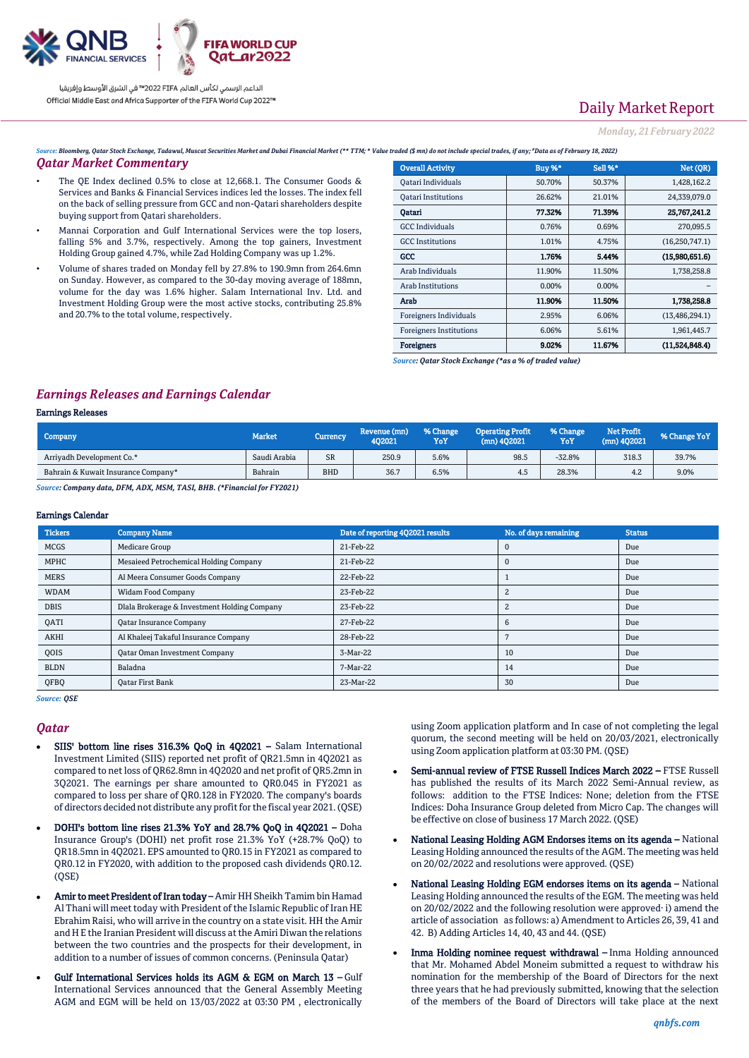# Daily Market Report

*Monday, 21 February 2022*

*Source: Bloomberg, Qatar Stock Exchange, Tadawul, Muscat Securities Market and Dubai Financial Market (** TTM; * Value traded ($ mn) do not include special trades, if any; *Data as of February 18, 2022)*

## Qatar Market Commentary

- The QE Index declined 0.5% to close at 12,668.1. The Consumer Goods & Services and Banks & Financial Services indices led the losses. The index fell on the back of selling pressure from GCC and non-Qatari shareholders despite buying support from Qatari shareholders.
- Mannai Corporation and Gulf International Services were the top losers, falling 5% and 3.7%, respectively. Among the top gainers, Investment Holding Group gained 4.7%, while Zad Holding Company was up 1.2%.
- Volume of shares traded on Monday fell by 27.8% to 190.9mn from 264.6mn on Sunday. However, as compared to the 30-day moving average of 188mn, volume for the day was 1.6% higher. Salam International Inv. Ltd. and Investment Holding Group were the most active stocks, contributing 25.8% and 20.7% to the total volume, respectively.

| Overall Activity | Buy %* | Sell %* | Net (QR) |
|---|---|---|---|
| Qatari Individuals | 50.70% | 50.37% | 1,428,162.2 |
| Qatari Institutions | 26.62% | 21.01% | 24,339,079.0 |
| **Qatari** | **77.32%** | **71.39%** | **25,767,241.2** |
| GCC Individuals | 0.76% | 0.69% | 270,095.5 |
| GCC Institutions | 1.01% | 4.75% | (16,250,747.1) |
| **GCC** | **1.76%** | **5.44%** | **(15,980,651.6)** |
| Arab Individuals | 11.90% | 11.50% | 1,738,258.8 |
| Arab Institutions | 0.00% | 0.00% | – |
| **Arab** | **11.90%** | **11.50%** | **1,738,258.8** |
| Foreigners Individuals | 2.95% | 6.06% | (13,486,294.1) |
| Foreigners Institutions | 6.06% | 5.61% | 1,961,445.7 |
| **Foreigners** | **9.02%** | **11.67%** | **(11,524,848.4)** |

*Source: Qatar Stock Exchange (*as a % of traded value)*

## Earnings Releases and Earnings Calendar

### Earnings Releases

| Company | Market | Currency | Revenue (mn) 4Q2021 | % Change YoY | Operating Profit (mn) 4Q2021 | % Change YoY | Net Profit (mn) 4Q2021 | % Change YoY |
|---|---|---|---|---|---|---|---|---|
| Arriyadh Development Co.* | Saudi Arabia | SR | 250.9 | 5.6% | 98.5 | -32.8% | 318.3 | 39.7% |
| Bahrain & Kuwait Insurance Company* | Bahrain | BHD | 36.7 | 6.5% | 4.5 | 28.3% | 4.2 | 9.0% |

*Source: Company data, DFM, ADX, MSM, TASI, BHB. (*Financial for FY2021)*

### Earnings Calendar

| Tickers | Company Name | Date of reporting 4Q2021 results | No. of days remaining | Status |
|---|---|---|---|---|
| MCGS | Medicare Group | 21-Feb-22 | 0 | Due |
| MPHC | Mesaieed Petrochemical Holding Company | 21-Feb-22 | 0 | Due |
| MERS | Al Meera Consumer Goods Company | 22-Feb-22 | 1 | Due |
| WDAM | Widam Food Company | 23-Feb-22 | 2 | Due |
| DBIS | Dlala Brokerage & Investment Holding Company | 23-Feb-22 | 2 | Due |
| QATI | Qatar Insurance Company | 27-Feb-22 | 6 | Due |
| AKHI | Al Khaleej Takaful Insurance Company | 28-Feb-22 | 7 | Due |
| QOIS | Qatar Oman Investment Company | 3-Mar-22 | 10 | Due |
| BLDN | Baladna | 7-Mar-22 | 14 | Due |
| QFBQ | Qatar First Bank | 23-Mar-22 | 30 | Due |

*Source: QSE*

## Qatar

- **SIIS' bottom line rises 316.3% QoQ in 4Q2021 –** Salam International Investment Limited (SIIS) reported net profit of QR21.5mn in 4Q2021 as compared to net loss of QR62.8mn in 4Q2020 and net profit of QR5.2mn in 3Q2021. The earnings per share amounted to QR0.045 in FY2021 as compared to loss per share of QR0.128 in FY2020. The company's boards of directors decided not distribute any profit for the fiscal year 2021. (QSE)
- **DOHI's bottom line rises 21.3% YoY and 28.7% QoQ in 4Q2021 –** Doha Insurance Group's (DOHI) net profit rose 21.3% YoY (+28.7% QoQ) to QR18.5mn in 4Q2021. EPS amounted to QR0.15 in FY2021 as compared to QR0.12 in FY2020, with addition to the proposed cash dividends QR0.12. (QSE)
- **Amir to meet President of Iran today –** Amir HH Sheikh Tamim bin Hamad Al Thani will meet today with President of the Islamic Republic of Iran HE Ebrahim Raisi, who will arrive in the country on a state visit. HH the Amir and H E the Iranian President will discuss at the Amiri Diwan the relations between the two countries and the prospects for their development, in addition to a number of issues of common concerns. (Peninsula Qatar)
- **Gulf International Services holds its AGM & EGM on March 13 –** Gulf International Services announced that the General Assembly Meeting AGM and EGM will be held on 13/03/2022 at 03:30 PM , electronically using Zoom application platform and In case of not completing the legal quorum, the second meeting will be held on 20/03/2021, electronically using Zoom application platform at 03:30 PM. (QSE)
- **Semi-annual review of FTSE Russell Indices March 2022 –** FTSE Russell has published the results of its March 2022 Semi-Annual review, as follows: addition to the FTSE Indices: None; deletion from the FTSE Indices: Doha Insurance Group deleted from Micro Cap. The changes will be effective on close of business 17 March 2022. (QSE)
- **National Leasing Holding AGM Endorses items on its agenda –** National Leasing Holding announced the results of the AGM. The meeting was held on 20/02/2022 and resolutions were approved. (QSE)
- **National Leasing Holding EGM endorses items on its agenda –** National Leasing Holding announced the results of the EGM. The meeting was held on 20/02/2022 and the following resolution were approved· i) amend the article of association as follows: a) Amendment to Articles 26, 39, 41 and 42. B) Adding Articles 14, 40, 43 and 44. (QSE)
- **Inma Holding nominee request withdrawal –** Inma Holding announced that Mr. Mohamed Abdel Moneim submitted a request to withdraw his nomination for the membership of the Board of Directors for the next three years that he had previously submitted, knowing that the selection of the members of the Board of Directors will take place at the next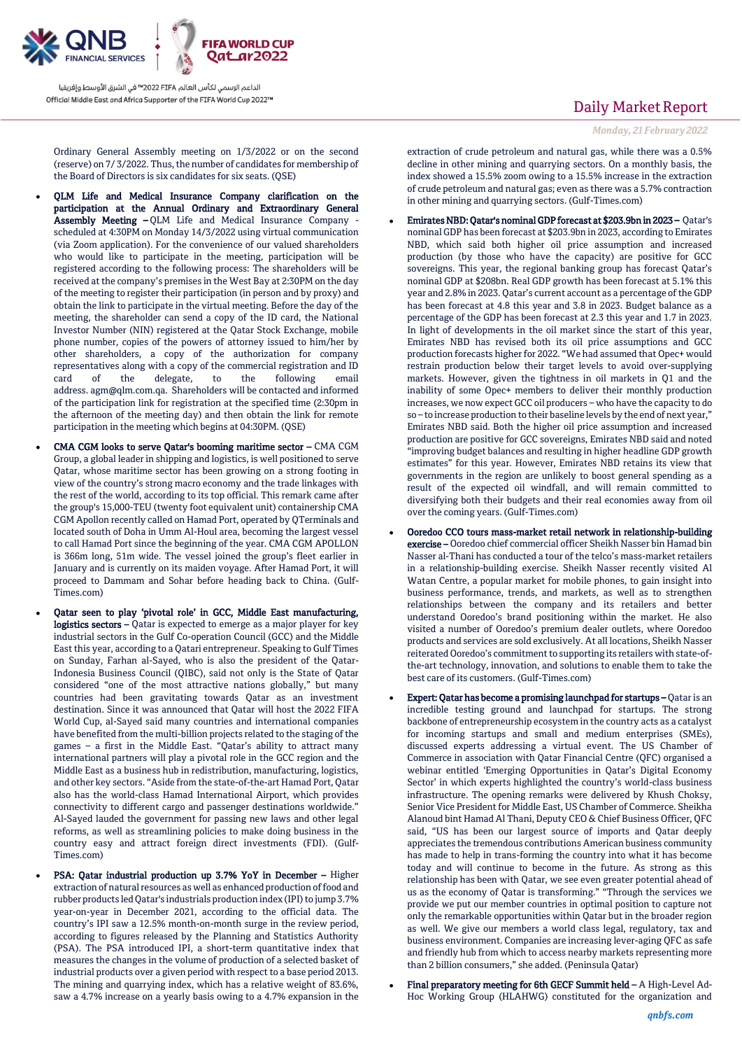Ordinary General Assembly meeting on 1/3/2022 or on the second (reserve) on 7/ 3/2022. Thus, the number of candidates for membership of the Board of Directors is six candidates for six seats. (QSE)

- **QLM Life and Medical Insurance Company clarification on the participation at the Annual Ordinary and Extraordinary General Assembly Meeting –** QLM Life and Medical Insurance Company - scheduled at 4:30PM on Monday 14/3/2022 using virtual communication (via Zoom application). For the convenience of our valued shareholders who would like to participate in the meeting, participation will be registered according to the following process: The shareholders will be received at the company's premises in the West Bay at 2:30PM on the day of the meeting to register their participation (in person and by proxy) and obtain the link to participate in the virtual meeting. Before the day of the meeting, the shareholder can send a copy of the ID card, the National Investor Number (NIN) registered at the Qatar Stock Exchange, mobile phone number, copies of the powers of attorney issued to him/her by other shareholders, a copy of the authorization for company representatives along with a copy of the commercial registration and ID card of the delegate, to the following email address. agm@qlm.com.qa. Shareholders will be contacted and informed of the participation link for registration at the specified time (2:30pm in the afternoon of the meeting day) and then obtain the link for remote participation in the meeting which begins at 04:30PM. (QSE)
- **CMA CGM looks to serve Qatar's booming maritime sector –** CMA CGM Group, a global leader in shipping and logistics, is well positioned to serve Qatar, whose maritime sector has been growing on a strong footing in view of the country's strong macro economy and the trade linkages with the rest of the world, according to its top official. This remark came after the group's 15,000-TEU (twenty foot equivalent unit) containership CMA CGM Apollon recently called on Hamad Port, operated by QTerminals and located south of Doha in Umm Al-Houl area, becoming the largest vessel to call Hamad Port since the beginning of the year. CMA CGM APOLLON is 366m long, 51m wide. The vessel joined the group's fleet earlier in January and is currently on its maiden voyage. After Hamad Port, it will proceed to Dammam and Sohar before heading back to China. (Gulf-Times.com)
- **Qatar seen to play 'pivotal role' in GCC, Middle East manufacturing, logistics sectors –** Qatar is expected to emerge as a major player for key industrial sectors in the Gulf Co-operation Council (GCC) and the Middle East this year, according to a Qatari entrepreneur. Speaking to Gulf Times on Sunday, Farhan al-Sayed, who is also the president of the Qatar-Indonesia Business Council (QIBC), said not only is the State of Qatar considered "one of the most attractive nations globally," but many countries had been gravitating towards Qatar as an investment destination. Since it was announced that Qatar will host the 2022 FIFA World Cup, al-Sayed said many countries and international companies have benefited from the multi-billion projects related to the staging of the games – a first in the Middle East. "Qatar's ability to attract many international partners will play a pivotal role in the GCC region and the Middle East as a business hub in redistribution, manufacturing, logistics, and other key sectors. "Aside from the state-of-the-art Hamad Port, Qatar also has the world-class Hamad International Airport, which provides connectivity to different cargo and passenger destinations worldwide." Al-Sayed lauded the government for passing new laws and other legal reforms, as well as streamlining policies to make doing business in the country easy and attract foreign direct investments (FDI). (Gulf-Times.com)
- **PSA: Qatar industrial production up 3.7% YoY in December –** Higher extraction of natural resources as well as enhanced production of food and rubber products led Qatar's industrials production index (IPI) to jump 3.7% year-on-year in December 2021, according to the official data. The country's IPI saw a 12.5% month-on-month surge in the review period, according to figures released by the Planning and Statistics Authority (PSA). The PSA introduced IPI, a short-term quantitative index that measures the changes in the volume of production of a selected basket of industrial products over a given period with respect to a base period 2013. The mining and quarrying index, which has a relative weight of 83.6%, saw a 4.7% increase on a yearly basis owing to a 4.7% expansion in the extraction of crude petroleum and natural gas, while there was a 0.5% decline in other mining and quarrying sectors. On a monthly basis, the index showed a 15.5% zoom owing to a 15.5% increase in the extraction of crude petroleum and natural gas; even as there was a 5.7% contraction in other mining and quarrying sectors. (Gulf-Times.com)
- **Emirates NBD: Qatar's nominal GDP forecast at $203.9bn in 2023 –** Qatar's nominal GDP has been forecast at $203.9bn in 2023, according to Emirates NBD, which said both higher oil price assumption and increased production (by those who have the capacity) are positive for GCC sovereigns. This year, the regional banking group has forecast Qatar's nominal GDP at $208bn. Real GDP growth has been forecast at 5.1% this year and 2.8% in 2023. Qatar's current account as a percentage of the GDP has been forecast at 4.8 this year and 3.8 in 2023. Budget balance as a percentage of the GDP has been forecast at 2.3 this year and 1.7 in 2023. In light of developments in the oil market since the start of this year, Emirates NBD has revised both its oil price assumptions and GCC production forecasts higher for 2022. "We had assumed that Opec+ would restrain production below their target levels to avoid over-supplying markets. However, given the tightness in oil markets in Q1 and the inability of some Opec+ members to deliver their monthly production increases, we now expect GCC oil producers – who have the capacity to do so – to increase production to their baseline levels by the end of next year," Emirates NBD said. Both the higher oil price assumption and increased production are positive for GCC sovereigns, Emirates NBD said and noted "improving budget balances and resulting in higher headline GDP growth estimates" for this year. However, Emirates NBD retains its view that governments in the region are unlikely to boost general spending as a result of the expected oil windfall, and will remain committed to diversifying both their budgets and their real economies away from oil over the coming years. (Gulf-Times.com)
- **Ooredoo CCO tours mass-market retail network in relationship-building exercise –** Ooredoo chief commercial officer Sheikh Nasser bin Hamad bin Nasser al-Thani has conducted a tour of the telco's mass-market retailers in a relationship-building exercise. Sheikh Nasser recently visited Al Watan Centre, a popular market for mobile phones, to gain insight into business performance, trends, and markets, as well as to strengthen relationships between the company and its retailers and better understand Ooredoo's brand positioning within the market. He also visited a number of Ooredoo's premium dealer outlets, where Ooredoo products and services are sold exclusively. At all locations, Sheikh Nasser reiterated Ooredoo's commitment to supporting its retailers with state-of-the-art technology, innovation, and solutions to enable them to take the best care of its customers. (Gulf-Times.com)
- **Expert: Qatar has become a promising launchpad for startups –** Qatar is an incredible testing ground and launchpad for startups. The strong backbone of entrepreneurship ecosystem in the country acts as a catalyst for incoming startups and small and medium enterprises (SMEs), discussed experts addressing a virtual event. The US Chamber of Commerce in association with Qatar Financial Centre (QFC) organised a webinar entitled 'Emerging Opportunities in Qatar's Digital Economy Sector' in which experts highlighted the country's world-class business infrastructure. The opening remarks were delivered by Khush Choksy, Senior Vice President for Middle East, US Chamber of Commerce. Sheikha Alanoud bint Hamad Al Thani, Deputy CEO & Chief Business Officer, QFC said, "US has been our largest source of imports and Qatar deeply appreciates the tremendous contributions American business community has made to help in trans-forming the country into what it has become today and will continue to become in the future. As strong as this relationship has been with Qatar, we see even greater potential ahead of us as the economy of Qatar is transforming." "Through the services we provide we put our member countries in optimal position to capture not only the remarkable opportunities within Qatar but in the broader region as well. We give our members a world class legal, regulatory, tax and business environment. Companies are increasing lever-aging QFC as safe and friendly hub from which to access nearby markets representing more than 2 billion consumers," she added. (Peninsula Qatar)
- **Final preparatory meeting for 6th GECF Summit held –** A High-Level Ad-Hoc Working Group (HLAHWG) constituted for the organization and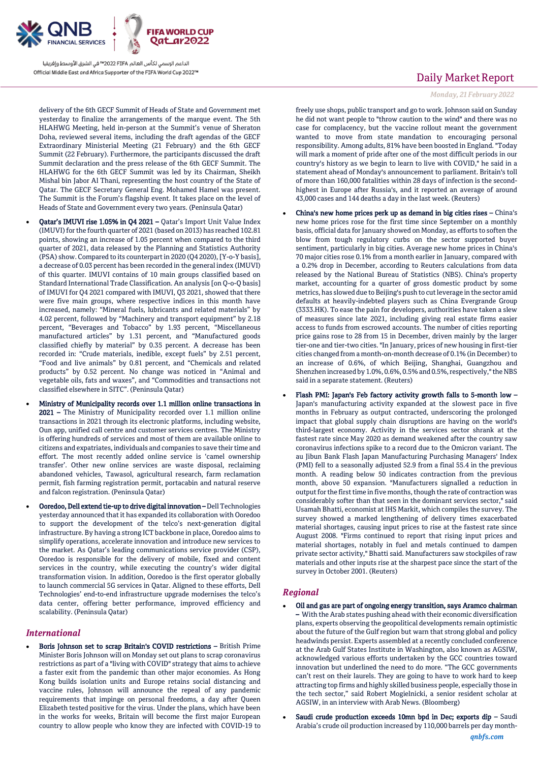delivery of the 6th GECF Summit of Heads of State and Government met yesterday to finalize the arrangements of the marque event. The 5th HLAHWG Meeting, held in-person at the Summit's venue of Sheraton Doha, reviewed several items, including the draft agendas of the GECF Extraordinary Ministerial Meeting (21 February) and the 6th GECF Summit (22 February). Furthermore, the participants discussed the draft Summit declaration and the press release of the 6th GECF Summit. The HLAHWG for the 6th GECF Summit was led by its Chairman, Sheikh Mishal bin Jabor Al Thani, representing the host country of the State of Qatar. The GECF Secretary General Eng. Mohamed Hamel was present. The Summit is the Forum's flagship event. It takes place on the level of Heads of State and Government every two years. (Peninsula Qatar)

- **Qatar's IMUVI rise 1.05% in Q4 2021 –** Qatar's Import Unit Value Index (IMUVI) for the fourth quarter of 2021 (based on 2013) has reached 102.81 points, showing an increase of 1.05 percent when compared to the third quarter of 2021, data released by the Planning and Statistics Authority (PSA) show. Compared to its counterpart in 2020 (Q4 2020), [Y-o-Y basis], a decrease of 0.03 percent has been recorded in the general index (IMUVI) of this quarter. IMUVI contains of 10 main groups classified based on Standard International Trade Classification. An analysis [on Q-o-Q basis] of IMUVI for Q4 2021 compared with IMUVI, Q3 2021, showed that there were five main groups, where respective indices in this month have increased, namely: "Mineral fuels, lubricants and related materials" by 4.02 percent, followed by "Machinery and transport equipment" by 2.18 percent, "Beverages and Tobacco" by 1.93 percent, "Miscellaneous manufactured articles" by 1.31 percent, and "Manufactured goods classified chiefly by material" by 0.35 percent. A decrease has been recorded in: "Crude materials, inedible, except fuels" by 2.51 percent, "Food and live animals" by 0.81 percent, and "Chemicals and related products" by 0.52 percent. No change was noticed in "Animal and vegetable oils, fats and waxes", and "Commodities and transactions not classified elsewhere in SITC". (Peninsula Qatar)

- **Ministry of Municipality records over 1.1 million online transactions in 2021 –** The Ministry of Municipality recorded over 1.1 million online transactions in 2021 through its electronic platforms, including website, Oun app, unified call centre and customer services centres. The Ministry is offering hundreds of services and most of them are available online to citizens and expatriates, individuals and companies to save their time and effort. The most recently added online service is 'camel ownership transfer'. Other new online services are waste disposal, reclaiming abandoned vehicles, Tawasol, agricultural research, farm reclamation permit, fish farming registration permit, portacabin and natural reserve and falcon registration. (Peninsula Qatar)

- **Ooredoo, Dell extend tie-up to drive digital innovation –** Dell Technologies yesterday announced that it has expanded its collaboration with Ooredoo to support the development of the telco's next-generation digital infrastructure. By having a strong ICT backbone in place, Ooredoo aims to simplify operations, accelerate innovation and introduce new services to the market. As Qatar's leading communications service provider (CSP), Ooredoo is responsible for the delivery of mobile, fixed and content services in the country, while executing the country's wider digital transformation vision. In addition, Ooredoo is the first operator globally to launch commercial 5G services in Qatar. Aligned to these efforts, Dell Technologies' end-to-end infrastructure upgrade modernises the telco's data center, offering better performance, improved efficiency and scalability. (Peninsula Qatar)

## *International*

- **Boris Johnson set to scrap Britain's COVID restrictions –** British Prime Minister Boris Johnson will on Monday set out plans to scrap coronavirus restrictions as part of a "living with COVID" strategy that aims to achieve a faster exit from the pandemic than other major economies. As Hong Kong builds isolation units and Europe retains social distancing and vaccine rules, Johnson will announce the repeal of any pandemic requirements that impinge on personal freedoms, a day after Queen Elizabeth tested positive for the virus. Under the plans, which have been in the works for weeks, Britain will become the first major European country to allow people who know they are infected with COVID-19 to freely use shops, public transport and go to work. Johnson said on Sunday he did not want people to "throw caution to the wind" and there was no case for complacency, but the vaccine rollout meant the government wanted to move from state mandation to encouraging personal responsibility. Among adults, 81% have been boosted in England. "Today will mark a moment of pride after one of the most difficult periods in our country's history as we begin to learn to live with COVID," he said in a statement ahead of Monday's announcement to parliament. Britain's toll of more than 160,000 fatalities within 28 days of infection is the second-highest in Europe after Russia's, and it reported an average of around 43,000 cases and 144 deaths a day in the last week. (Reuters)

- **China's new home prices perk up as demand in big cities rises –** China's new home prices rose for the first time since September on a monthly basis, official data for January showed on Monday, as efforts to soften the blow from tough regulatory curbs on the sector supported buyer sentiment, particularly in big cities. Average new home prices in China's 70 major cities rose 0.1% from a month earlier in January, compared with a 0.2% drop in December, according to Reuters calculations from data released by the National Bureau of Statistics (NBS). China's property market, accounting for a quarter of gross domestic product by some metrics, has slowed due to Beijing's push to cut leverage in the sector amid defaults at heavily-indebted players such as China Evergrande Group (3333.HK). To ease the pain for developers, authorities have taken a slew of measures since late 2021, including giving real estate firms easier access to funds from escrowed accounts. The number of cities reporting price gains rose to 28 from 15 in December, driven mainly by the larger tier-one and tier-two cities. "In January, prices of new housing in first-tier cities changed from a month-on-month decrease of 0.1% (in December) to an increase of 0.6%, of which Beijing, Shanghai, Guangzhou and Shenzhen increased by 1.0%, 0.6%, 0.5% and 0.5%, respectively," the NBS said in a separate statement. (Reuters)

- **Flash PMI: Japan's Feb factory activity growth falls to 5-month low –** Japan's manufacturing activity expanded at the slowest pace in five months in February as output contracted, underscoring the prolonged impact that global supply chain disruptions are having on the world's third-largest economy. Activity in the services sector shrank at the fastest rate since May 2020 as demand weakened after the country saw coronavirus infections spike to a record due to the Omicron variant. The au Jibun Bank Flash Japan Manufacturing Purchasing Managers' Index (PMI) fell to a seasonally adjusted 52.9 from a final 55.4 in the previous month. A reading below 50 indicates contraction from the previous month, above 50 expansion. "Manufacturers signalled a reduction in output for the first time in five months, though the rate of contraction was considerably softer than that seen in the dominant services sector," said Usamah Bhatti, economist at IHS Markit, which compiles the survey. The survey showed a marked lengthening of delivery times exacerbated material shortages, causing input prices to rise at the fastest rate since August 2008. "Firms continued to report that rising input prices and material shortages, notably in fuel and metals continued to dampen private sector activity," Bhatti said. Manufacturers saw stockpiles of raw materials and other inputs rise at the sharpest pace since the start of the survey in October 2001. (Reuters)

## *Regional*

- **Oil and gas are part of ongoing energy transition, says Aramco chairman –** With the Arab states pushing ahead with their economic diversification plans, experts observing the geopolitical developments remain optimistic about the future of the Gulf region but warn that strong global and policy headwinds persist. Experts assembled at a recently concluded conference at the Arab Gulf States Institute in Washington, also known as AGSIW, acknowledged various efforts undertaken by the GCC countries toward innovation but underlined the need to do more. "The GCC governments can't rest on their laurels. They are going to have to work hard to keep attracting top firms and highly skilled business people, especially those in the tech sector," said Robert Mogielnicki, a senior resident scholar at AGSIW, in an interview with Arab News. (Bloomberg)

- **Saudi crude production exceeds 10mn bpd in Dec; exports dip –** Saudi Arabia's crude oil production increased by 110,000 barrels per day month-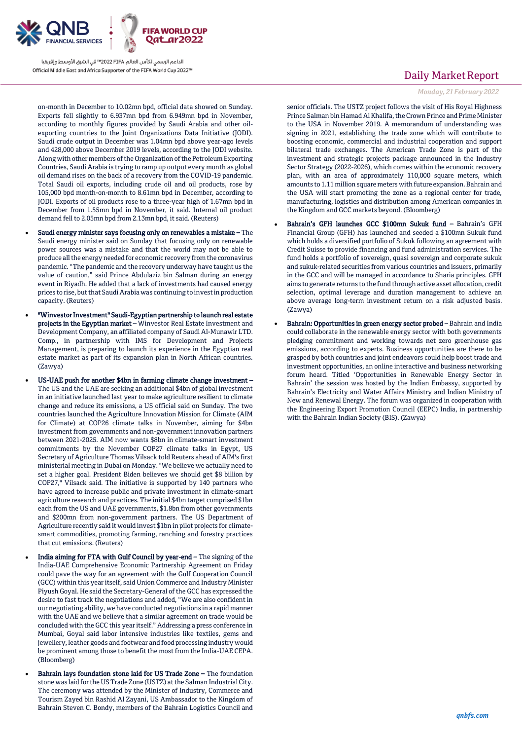on-month in December to 10.02mn bpd, official data showed on Sunday. Exports fell slightly to 6.937mn bpd from 6.949mn bpd in November, according to monthly figures provided by Saudi Arabia and other oil-exporting countries to the Joint Organizations Data Initiative (JODI). Saudi crude output in December was 1.04mn bpd above year-ago levels and 428,000 above December 2019 levels, according to the JODI website. Along with other members of the Organization of the Petroleum Exporting Countries, Saudi Arabia is trying to ramp up output every month as global oil demand rises on the back of a recovery from the COVID-19 pandemic. Total Saudi oil exports, including crude oil and oil products, rose by 105,000 bpd month-on-month to 8.61mn bpd in December, according to JODI. Exports of oil products rose to a three-year high of 1.67mn bpd in December from 1.55mn bpd in November, it said. Internal oil product demand fell to 2.05mn bpd from 2.13mn bpd, it said. (Reuters)

- **Saudi energy minister says focusing only on renewables a mistake –** The Saudi energy minister said on Sunday that focusing only on renewable power sources was a mistake and that the world may not be able to produce all the energy needed for economic recovery from the coronavirus pandemic. "The pandemic and the recovery underway have taught us the value of caution," said Prince Abdulaziz bin Salman during an energy event in Riyadh. He added that a lack of investments had caused energy prices to rise, but that Saudi Arabia was continuing to invest in production capacity. (Reuters)
- **"Winvestor Investment" Saudi-Egyptian partnership to launch real estate projects in the Egyptian market –** Winvestor Real Estate Investment and Development Company, an affiliated company of Saudi Al-Munawir LTD. Comp., in partnership with IMS for Development and Projects Management, is preparing to launch its experience in the Egyptian real estate market as part of its expansion plan in North African countries. (Zawya)
- **US-UAE push for another $4bn in farming climate change investment –** The US and the UAE are seeking an additional $4bn of global investment in an initiative launched last year to make agriculture resilient to climate change and reduce its emissions, a US official said on Sunday. The two countries launched the Agriculture Innovation Mission for Climate (AIM for Climate) at COP26 climate talks in November, aiming for $4bn investment from governments and non-government innovation partners between 2021-2025. AIM now wants $8bn in climate-smart investment commitments by the November COP27 climate talks in Egypt, US Secretary of Agriculture Thomas Vilsack told Reuters ahead of AIM's first ministerial meeting in Dubai on Monday. "We believe we actually need to set a higher goal. President Biden believes we should get $8 billion by COP27," Vilsack said. The initiative is supported by 140 partners who have agreed to increase public and private investment in climate-smart agriculture research and practices. The initial $4bn target comprised $1bn each from the US and UAE governments, $1.8bn from other governments and $200mn from non-government partners. The US Department of Agriculture recently said it would invest $1bn in pilot projects for climate-smart commodities, promoting farming, ranching and forestry practices that cut emissions. (Reuters)
- **India aiming for FTA with Gulf Council by year-end –** The signing of the India-UAE Comprehensive Economic Partnership Agreement on Friday could pave the way for an agreement with the Gulf Cooperation Council (GCC) within this year itself, said Union Commerce and Industry Minister Piyush Goyal. He said the Secretary-General of the GCC has expressed the desire to fast track the negotiations and added, "We are also confident in our negotiating ability, we have conducted negotiations in a rapid manner with the UAE and we believe that a similar agreement on trade would be concluded with the GCC this year itself." Addressing a press conference in Mumbai, Goyal said labor intensive industries like textiles, gems and jewellery, leather goods and footwear and food processing industry would be prominent among those to benefit the most from the India-UAE CEPA. (Bloomberg)
- **Bahrain lays foundation stone laid for US Trade Zone –** The foundation stone was laid for the US Trade Zone (USTZ) at the Salman Industrial City. The ceremony was attended by the Minister of Industry, Commerce and Tourism Zayed bin Rashid Al Zayani, US Ambassador to the Kingdom of Bahrain Steven C. Bondy, members of the Bahrain Logistics Council and senior officials. The USTZ project follows the visit of His Royal Highness Prince Salman bin Hamad Al Khalifa, the Crown Prince and Prime Minister to the USA in November 2019. A memorandum of understanding was signing in 2021, establishing the trade zone which will contribute to boosting economic, commercial and industrial cooperation and support bilateral trade exchanges. The American Trade Zone is part of the investment and strategic projects package announced in the Industry Sector Strategy (2022-2026), which comes within the economic recovery plan, with an area of approximately 110,000 square meters, which amounts to 1.11 million square meters with future expansion. Bahrain and the USA will start promoting the zone as a regional center for trade, manufacturing, logistics and distribution among American companies in the Kingdom and GCC markets beyond. (Bloomberg)
- **Bahrain's GFH launches GCC $100mn Sukuk fund –** Bahrain's GFH Financial Group (GFH) has launched and seeded a $100mn Sukuk fund which holds a diversified portfolio of Sukuk following an agreement with Credit Suisse to provide financing and fund administration services. The fund holds a portfolio of sovereign, quasi sovereign and corporate sukuk and sukuk-related securities from various countries and issuers, primarily in the GCC and will be managed in accordance to Sharia principles. GFH aims to generate returns to the fund through active asset allocation, credit selection, optimal leverage and duration management to achieve an above average long-term investment return on a risk adjusted basis. (Zawya)
- **Bahrain: Opportunities in green energy sector probed –** Bahrain and India could collaborate in the renewable energy sector with both governments pledging commitment and working towards net zero greenhouse gas emissions, according to experts. Business opportunities are there to be grasped by both countries and joint endeavors could help boost trade and investment opportunities, an online interactive and business networking forum heard. Titled 'Opportunities in Renewable Energy Sector in Bahrain' the session was hosted by the Indian Embassy, supported by Bahrain's Electricity and Water Affairs Ministry and Indian Ministry of New and Renewal Energy. The forum was organized in cooperation with the Engineering Export Promotion Council (EEPC) India, in partnership with the Bahrain Indian Society (BIS). (Zawya)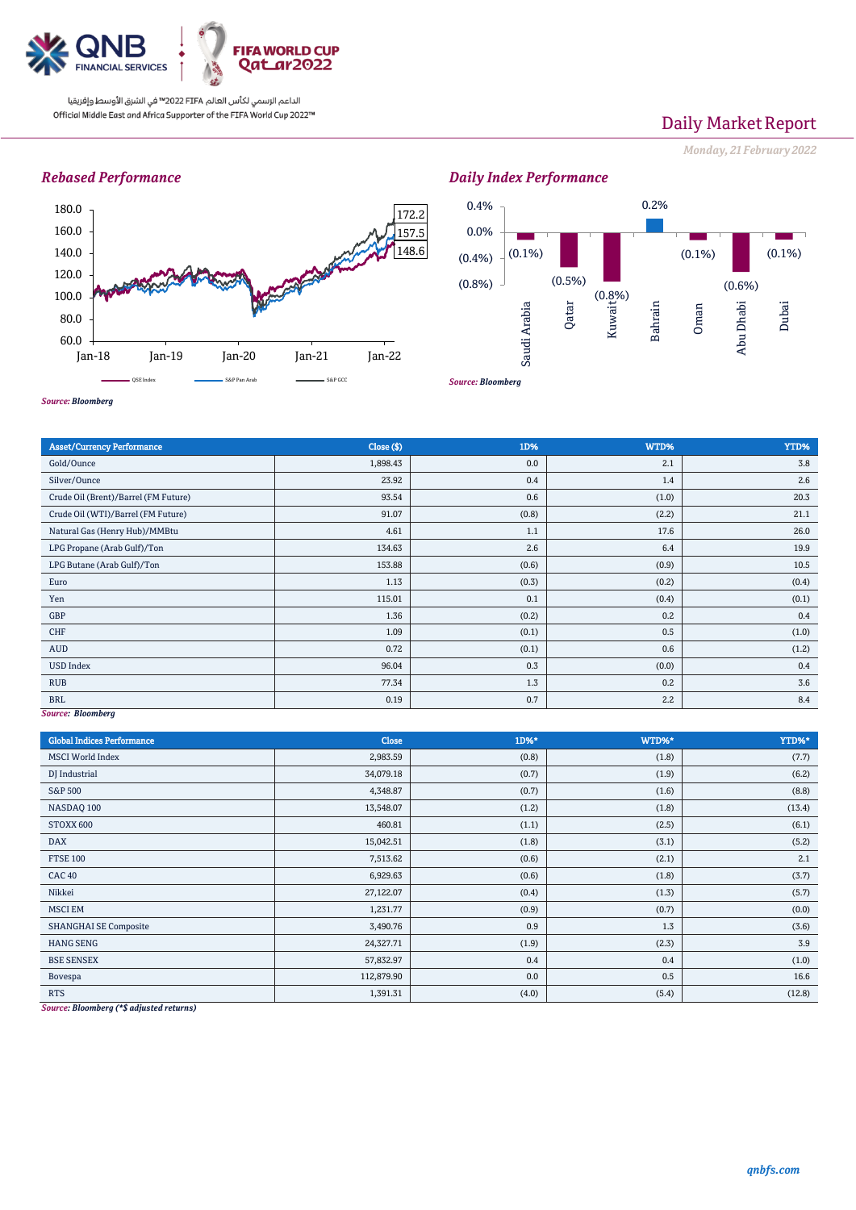QNB FINANCIAL SERVICES

الداعم الرسمي لكأس العالم FIFA 2022™ في الشرق الأوسط وإفريقيا
Official Middle East and Africa Supporter of the FIFA World Cup 2022™

# Daily Market Report

*Monday, 21 February 2022*

### *Rebased Performance*

Legend: QSE Index, S&P Pan Arab, S&P GCC

Y-axis: 60.0, 80.0, 100.0, 120.0, 140.0, 160.0, 180.0
X-axis: Jan-18, Jan-19, Jan-20, Jan-21, Jan-22
End values: 172.2, 157.5, 148.6

*Source: Bloomberg*

### *Daily Index Performance*

| Index | Change |
|---|---|
| Saudi Arabia | (0.1%) |
| Qatar | (0.5%) |
| Kuwait | (0.8%) |
| Bahrain | 0.2% |
| Oman | (0.1%) |
| Abu Dhabi | (0.6%) |
| Dubai | (0.1%) |

*Source: Bloomberg*

| Asset/Currency Performance | Close ($) | 1D% | WTD% | YTD% |
|---|---|---|---|---|
| Gold/Ounce | 1,898.43 | 0.0 | 2.1 | 3.8 |
| Silver/Ounce | 23.92 | 0.4 | 1.4 | 2.6 |
| Crude Oil (Brent)/Barrel (FM Future) | 93.54 | 0.6 | (1.0) | 20.3 |
| Crude Oil (WTI)/Barrel (FM Future) | 91.07 | (0.8) | (2.2) | 21.1 |
| Natural Gas (Henry Hub)/MMBtu | 4.61 | 1.1 | 17.6 | 26.0 |
| LPG Propane (Arab Gulf)/Ton | 134.63 | 2.6 | 6.4 | 19.9 |
| LPG Butane (Arab Gulf)/Ton | 153.88 | (0.6) | (0.9) | 10.5 |
| Euro | 1.13 | (0.3) | (0.2) | (0.4) |
| Yen | 115.01 | 0.1 | (0.4) | (0.1) |
| GBP | 1.36 | (0.2) | 0.2 | 0.4 |
| CHF | 1.09 | (0.1) | 0.5 | (1.0) |
| AUD | 0.72 | (0.1) | 0.6 | (1.2) |
| USD Index | 96.04 | 0.3 | (0.0) | 0.4 |
| RUB | 77.34 | 1.3 | 0.2 | 3.6 |
| BRL | 0.19 | 0.7 | 2.2 | 8.4 |

*Source: Bloomberg*

| Global Indices Performance | Close | 1D%* | WTD%* | YTD%* |
|---|---|---|---|---|
| MSCI World Index | 2,983.59 | (0.8) | (1.8) | (7.7) |
| DJ Industrial | 34,079.18 | (0.7) | (1.9) | (6.2) |
| S&P 500 | 4,348.87 | (0.7) | (1.6) | (8.8) |
| NASDAQ 100 | 13,548.07 | (1.2) | (1.8) | (13.4) |
| STOXX 600 | 460.81 | (1.1) | (2.5) | (6.1) |
| DAX | 15,042.51 | (1.8) | (3.1) | (5.2) |
| FTSE 100 | 7,513.62 | (0.6) | (2.1) | 2.1 |
| CAC 40 | 6,929.63 | (0.6) | (1.8) | (3.7) |
| Nikkei | 27,122.07 | (0.4) | (1.3) | (5.7) |
| MSCI EM | 1,231.77 | (0.9) | (0.7) | (0.0) |
| SHANGHAI SE Composite | 3,490.76 | 0.9 | 1.3 | (3.6) |
| HANG SENG | 24,327.71 | (1.9) | (2.3) | 3.9 |
| BSE SENSEX | 57,832.97 | 0.4 | 0.4 | (1.0) |
| Bovespa | 112,879.90 | 0.0 | 0.5 | 16.6 |
| RTS | 1,391.31 | (4.0) | (5.4) | (12.8) |

*Source: Bloomberg (*$ adjusted returns)*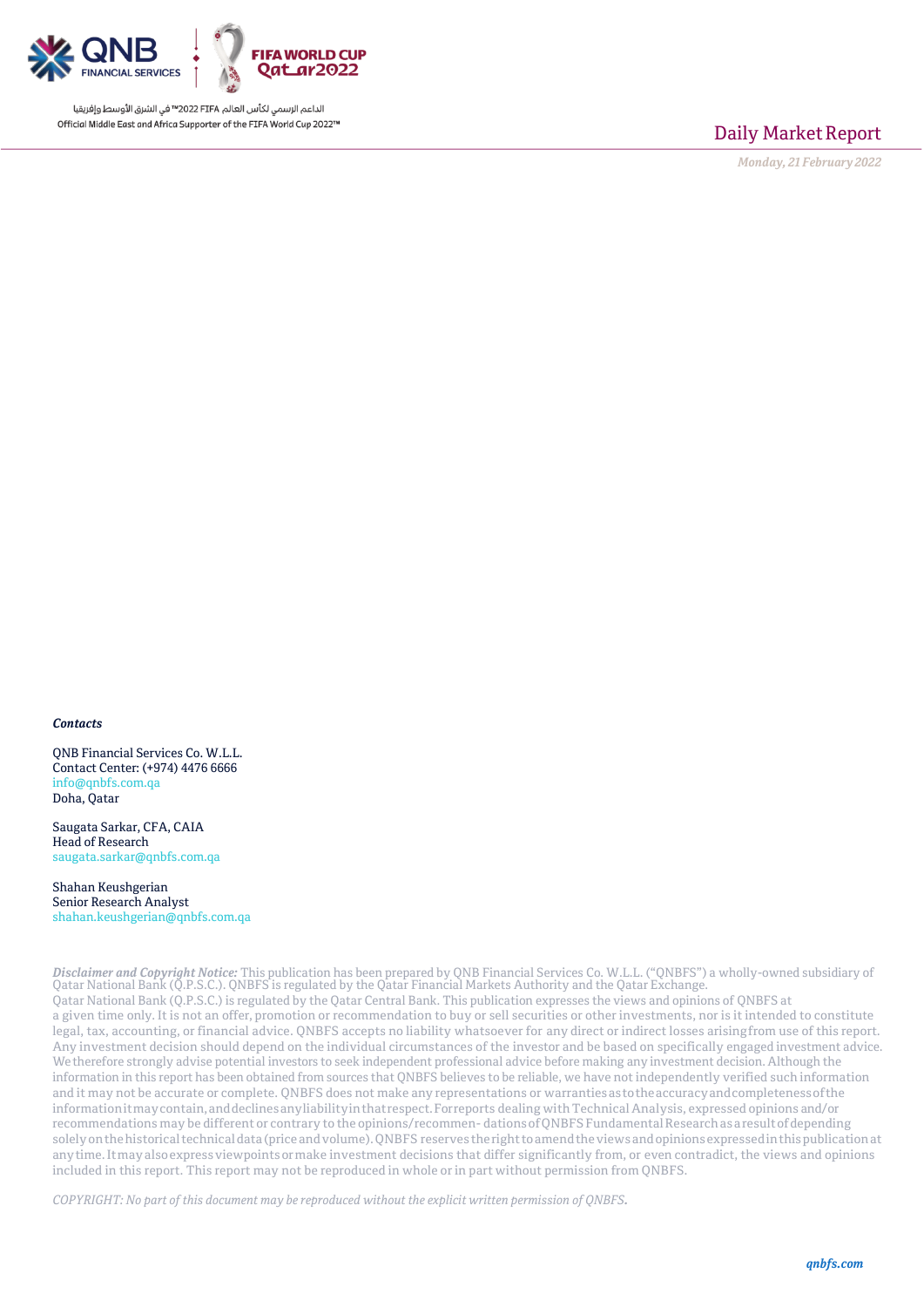الداعم الرسمي لكأس العالم FIFA 2022™ في الشرق الأوسط وإفريقيا
Official Middle East and Africa Supporter of the FIFA World Cup 2022™

# Daily Market Report

*Monday, 21 February 2022*

***Contacts***

QNB Financial Services Co. W.L.L.
Contact Center: (+974) 4476 6666
info@qnbfs.com.qa
Doha, Qatar

Saugata Sarkar, CFA, CAIA
Head of Research
saugata.sarkar@qnbfs.com.qa

Shahan Keushgerian
Senior Research Analyst
shahan.keushgerian@qnbfs.com.qa

***Disclaimer and Copyright Notice:*** This publication has been prepared by QNB Financial Services Co. W.L.L. ("QNBFS") a wholly-owned subsidiary of Qatar National Bank (Q.P.S.C.). QNBFS is regulated by the Qatar Financial Markets Authority and the Qatar Exchange. Qatar National Bank (Q.P.S.C.) is regulated by the Qatar Central Bank. This publication expresses the views and opinions of QNBFS at a given time only. It is not an offer, promotion or recommendation to buy or sell securities or other investments, nor is it intended to constitute legal, tax, accounting, or financial advice. QNBFS accepts no liability whatsoever for any direct or indirect losses arising from use of this report. Any investment decision should depend on the individual circumstances of the investor and be based on specifically engaged investment advice. We therefore strongly advise potential investors to seek independent professional advice before making any investment decision. Although the information in this report has been obtained from sources that QNBFS believes to be reliable, we have not independently verified such information and it may not be accurate or complete. QNBFS does not make any representations or warranties as to the accuracy and completeness of the information it may contain, and declines any liability in that respect. For reports dealing with Technical Analysis, expressed opinions and/or recommendations may be different or contrary to the opinions/recommen- dations of QNBFS Fundamental Research as a result of depending solely on the historical technical data (price and volume). QNBFS reserves the right to amend the views and opinions expressed in this publication at any time. It may also express viewpoints or make investment decisions that differ significantly from, or even contradict, the views and opinions included in this report. This report may not be reproduced in whole or in part without permission from QNBFS.

*COPYRIGHT: No part of this document may be reproduced without the explicit written permission of QNBFS.*

*qnbfs.com*